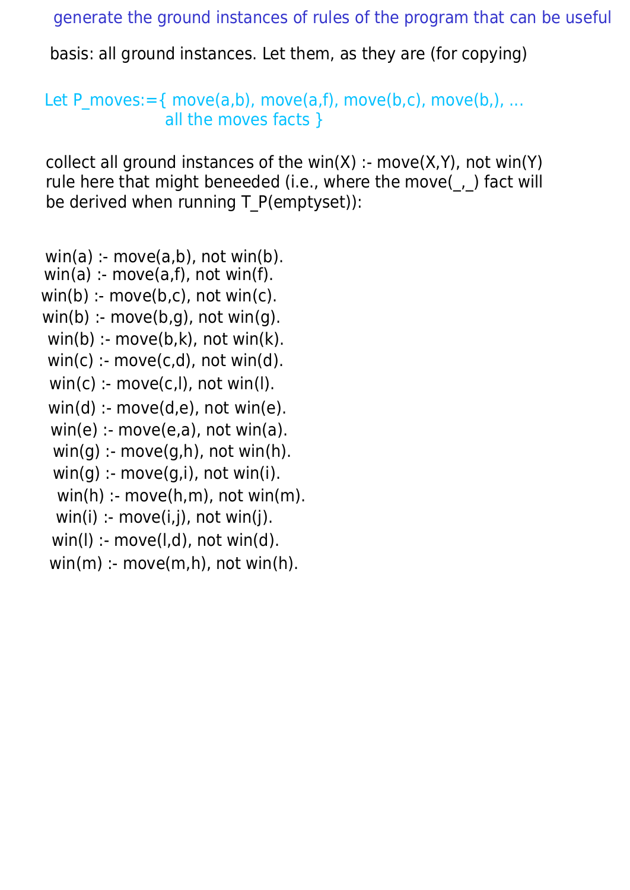generate the ground instances of rules of the program that can be useful

basis: all ground instances. Let them, as they are (for copying)

Let P_moves:={ move(a,b), move(a,f), move(b,c), move(b,), ...
all the moves facts }

collect all ground instances of the win(X) :- move(X,Y), not win(Y) rule here that might beneeded (i.e., where the move(_,_) fact will be derived when running T_P(emptyset)):

```
win(a) :- move(a,b), not win(b).
win(a) :- move(a,f), not win(f).
win(b) :- move(b,c), not win(c).
win(b) :- move(b,g), not win(g).
win(b) :- move(b,k), not win(k).
win(c) :- move(c,d), not win(d).
win(c) :- move(c,l), not win(l).
win(d) :- move(d,e), not win(e).
win(e) :- move(e,a), not win(a).
win(g) :- move(g,h), not win(h).
win(g) :- move(g,i), not win(i).
win(h) :- move(h,m), not win(m).
win(i) :- move(i,j), not win(j).
win(l) :- move(l,d), not win(d).
win(m) :- move(m,h), not win(h).
```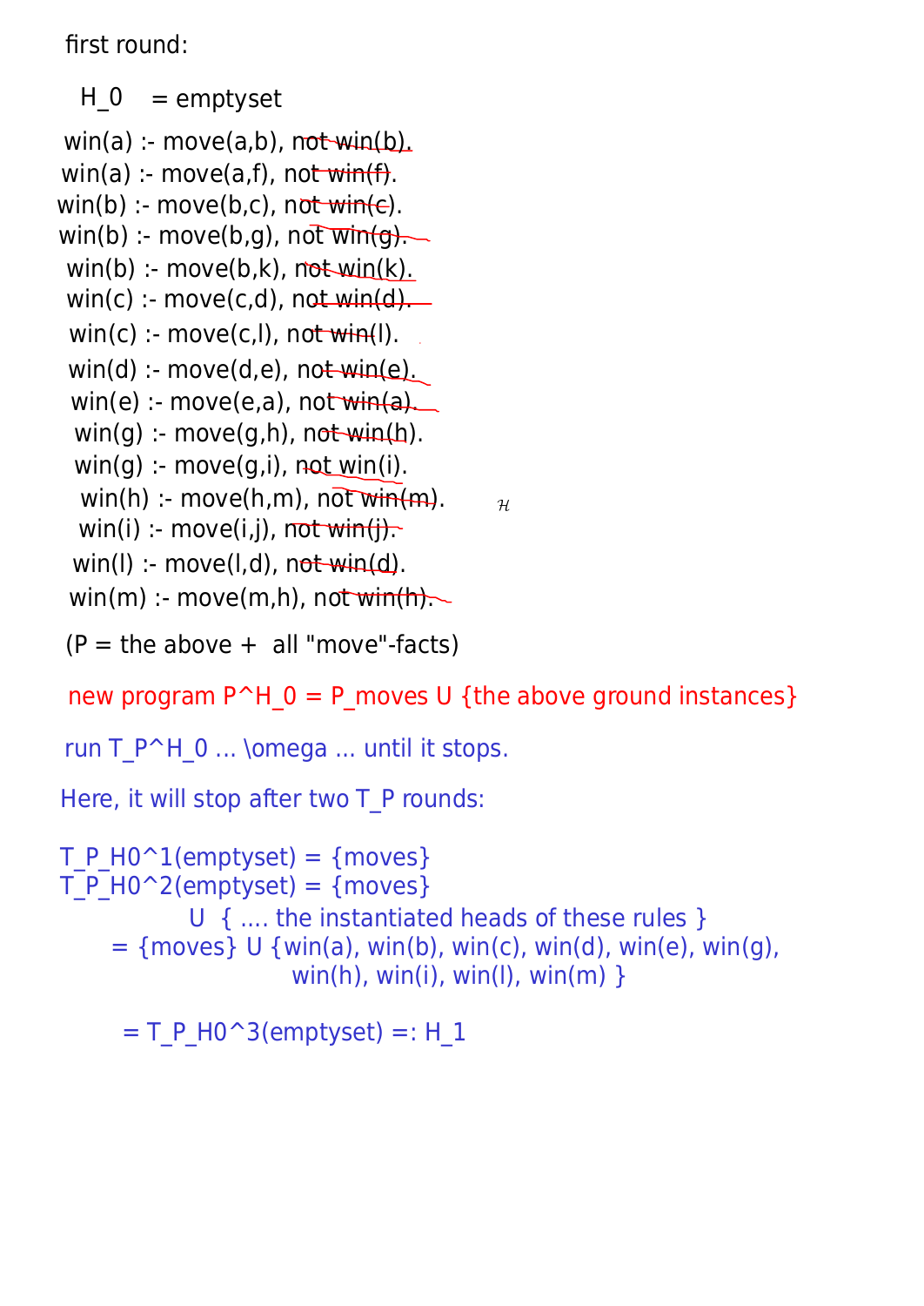first round:

H_0 = emptyset

```
win(a) :- move(a,b), not win(b).
win(a) :- move(a,f), not win(f).
win(b) :- move(b,c), not win(c).
win(b) :- move(b,g), not win(g).
win(b) :- move(b,k), not win(k).
win(c) :- move(c,d), not win(d).
win(c) :- move(c,l), not win(l).
win(d) :- move(d,e), not win(e).
win(e) :- move(e,a), not win(a).
win(g) :- move(g,h), not win(h).
win(g) :- move(g,i), not win(i).
win(h) :- move(h,m), not win(m).
win(i) :- move(i,j), not win(j).
win(l) :- move(l,d), not win(d).
win(m) :- move(m,h), not win(h).
```

(P = the above + all "move"-facts)

new program P^H_0 = P_moves U {the above ground instances}

run T_P^H_0 ... \omega ... until it stops.

Here, it will stop after two T_P rounds:

T_P_H0^1(emptyset) = {moves}
T_P_H0^2(emptyset) = {moves}
U { .... the instantiated heads of these rules }
= {moves} U {win(a), win(b), win(c), win(d), win(e), win(g), win(h), win(i), win(l), win(m) }

= T_P_H0^3(emptyset) =: H_1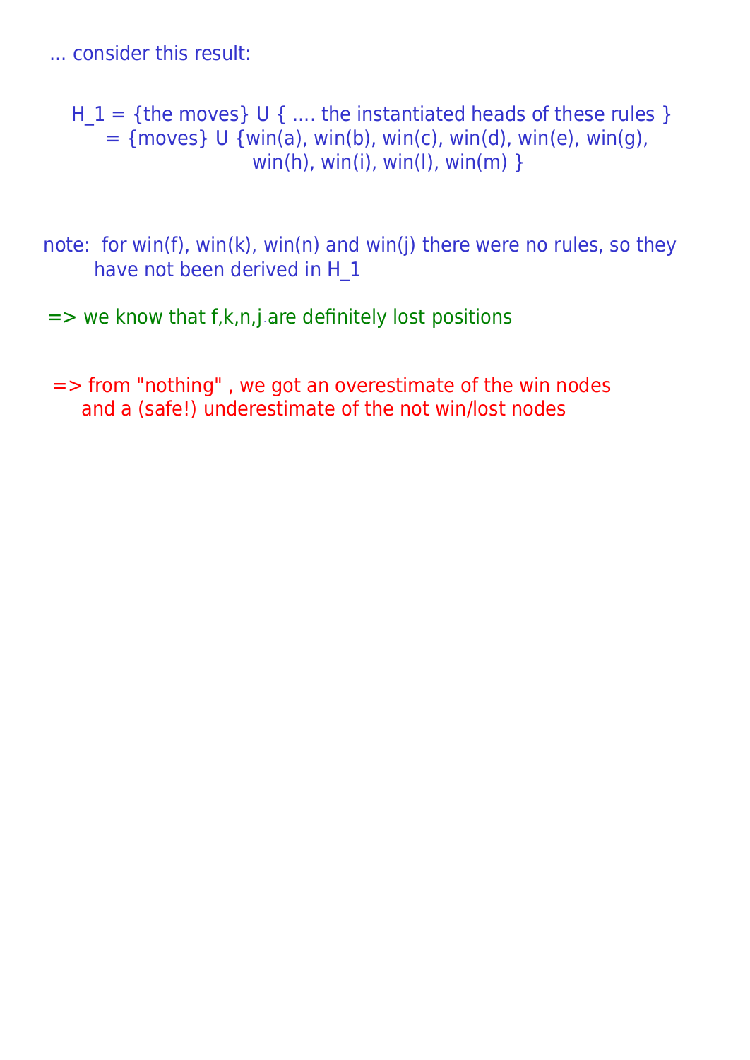... consider this result:

H_1 = {the moves} U { .... the instantiated heads of these rules }
= {moves} U {win(a), win(b), win(c), win(d), win(e), win(g),
win(h), win(i), win(l), win(m) }

note: for win(f), win(k), win(n) and win(j) there were no rules, so they
have not been derived in H_1

=> we know that f,k,n,j are definitely lost positions

=> from "nothing" , we got an overestimate of the win nodes
and a (safe!) underestimate of the not win/lost nodes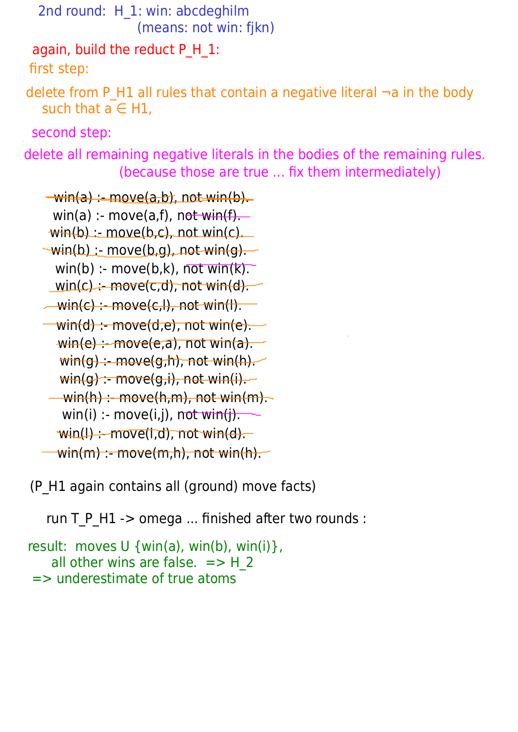2nd round: H_1: win: abcdeghilm
(means: not win: fjkn)

again, build the reduct P_H_1:

first step:

delete from P_H1 all rules that contain a negative literal ¬a in the body such that a ∈ H1,

second step:

delete all remaining negative literals in the bodies of the remaining rules.
(because those are true ... fix them intermediately)

~~win(a) :- move(a,b), not win(b).~~
win(a) :- move(a,f), ~~not win(f).~~
~~win(b) :- move(b,c), not win(c).~~
~~win(b) :- move(b,g), not win(g).~~
win(b) :- move(b,k), ~~not win(k).~~
~~win(c) :- move(c,d), not win(d).~~
~~win(c) :- move(c,l), not win(l).~~
~~win(d) :- move(d,e), not win(e).~~
~~win(e) :- move(e,a), not win(a).~~
~~win(g) :- move(g,h), not win(h).~~
~~win(g) :- move(g,i), not win(i).~~
~~win(h) :- move(h,m), not win(m).~~
win(i) :- move(i,j), ~~not win(j).~~
~~win(l) :- move(l,d), not win(d).~~
~~win(m) :- move(m,h), not win(h).~~

(P_H1 again contains all (ground) move facts)

run T_P_H1 -> omega ... finished after two rounds :

result: moves U {win(a), win(b), win(i)},
all other wins are false. => H_2
=> underestimate of true atoms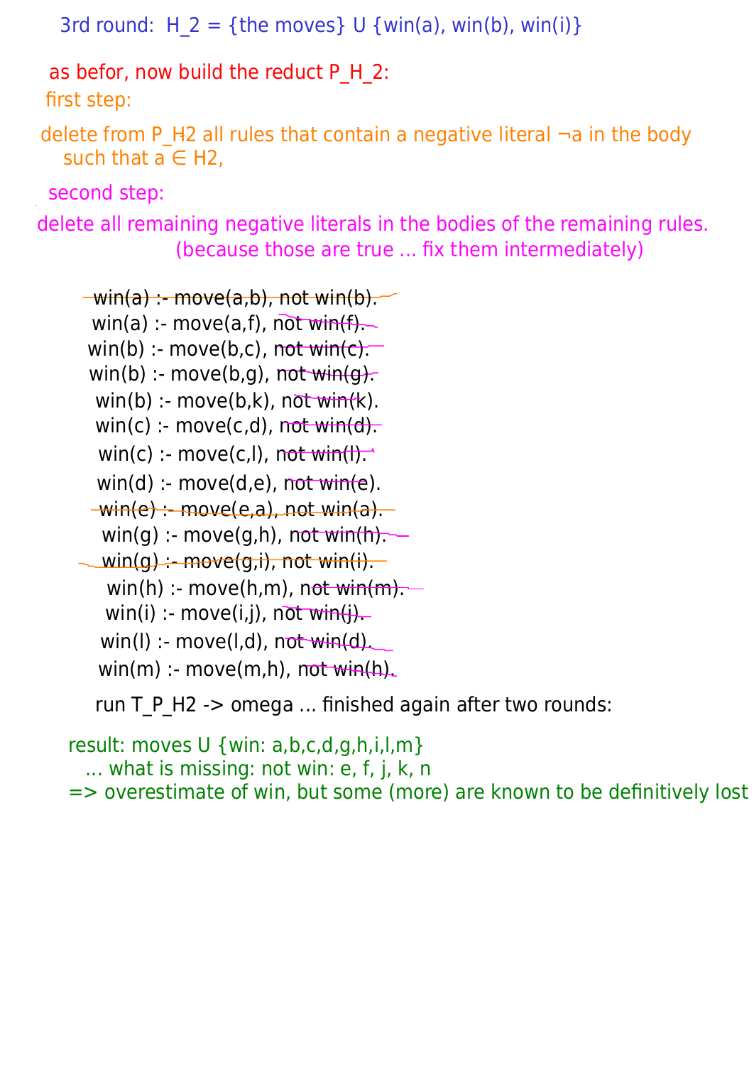3rd round: H_2 = {the moves} U {win(a), win(b), win(i)}

as befor, now build the reduct P_H_2:

first step:

delete from P_H2 all rules that contain a negative literal ¬a in the body such that a ∈ H2,

second step:

delete all remaining negative literals in the bodies of the remaining rules. (because those are true ... fix them intermediately)

```
~~win(a) :- move(a,b), not win(b).~~
win(a) :- move(a,f), not win(f).
win(b) :- move(b,c), not win(c).
win(b) :- move(b,g), not win(g).
win(b) :- move(b,k), not win(k).
win(c) :- move(c,d), not win(d).
win(c) :- move(c,l), not win(l).
win(d) :- move(d,e), not win(e).
~~win(e) :- move(e,a), not win(a).~~
win(g) :- move(g,h), not win(h).
~~win(g) :- move(g,i), not win(i).~~
win(h) :- move(h,m), not win(m).
win(i) :- move(i,j), not win(j).
win(l) :- move(l,d), not win(d).
win(m) :- move(m,h), not win(h).
```

run T_P_H2 -> omega ... finished again after two rounds:

result: moves U {win: a,b,c,d,g,h,i,l,m}
... what is missing: not win: e, f, j, k, n
=> overestimate of win, but some (more) are known to be definitively lost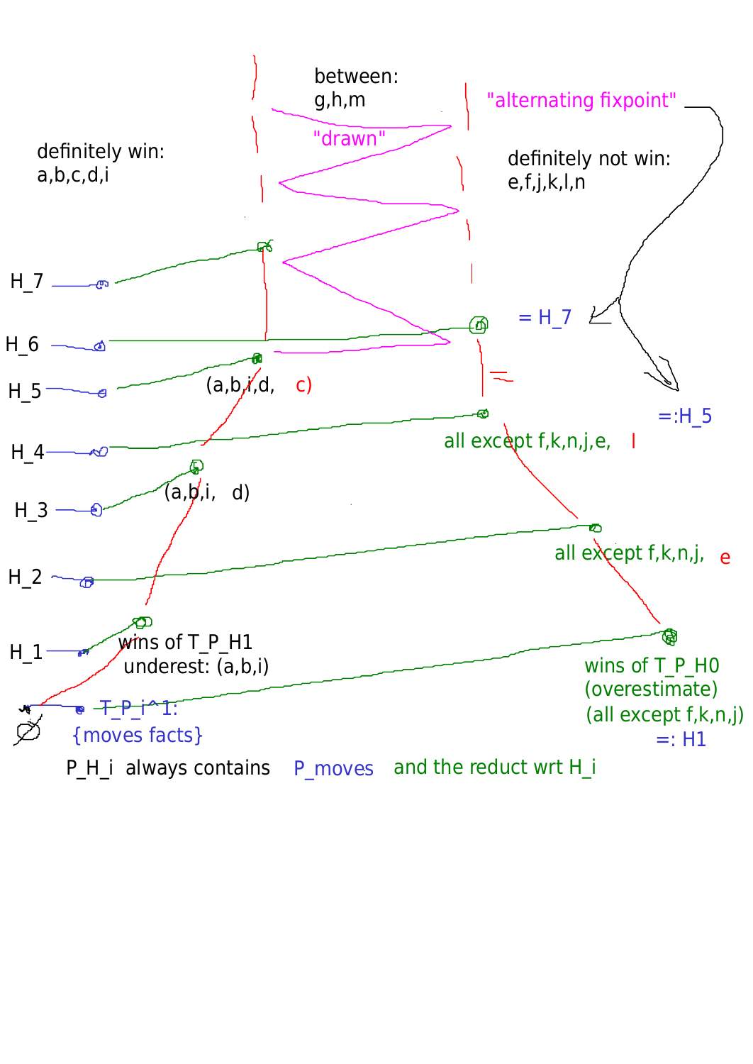between:
g,h,m

"drawn"

"alternating fixpoint"

definitely win:
a,b,c,d,i

definitely not win:
e,f,j,k,l,n

$H_7$

$H_6$

= $H_7$

$H_5$

(a,b,i,d, c)

=:$H_5$

$H_4$

all except f,k,n,j,e, l

$H_3$

(a,b,i, d)

$H_2$

all except f,k,n,j, e

$H_1$

wins of T_P_H1
underest: (a,b,i)

wins of T_P_H0
(overestimate)
(all except f,k,n,j)
=: H1

$T\_P\_i$^1:
{moves facts}

P_H_i always contains P_moves and the reduct wrt H_i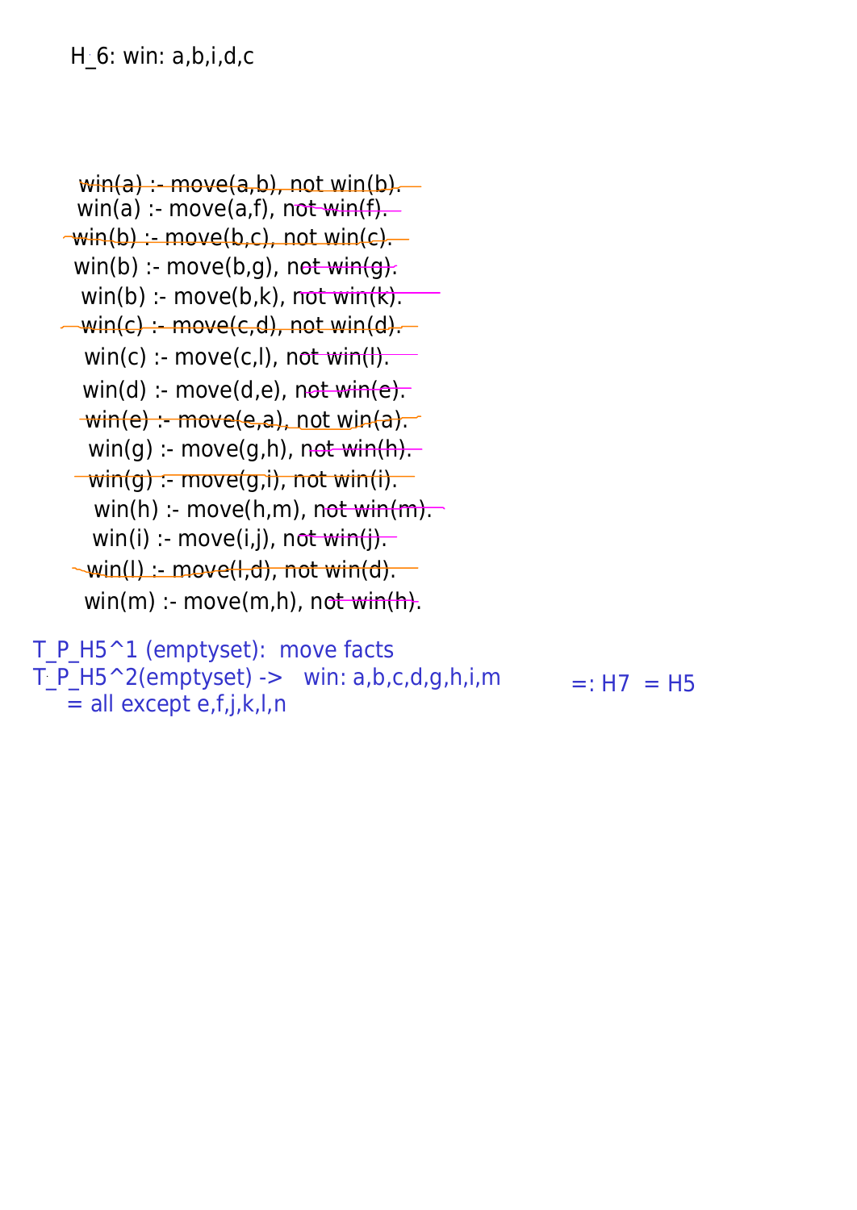H_6: win: a,b,i,d,c

```
win(a) :- move(a,b), not win(b).
win(a) :- move(a,f), not win(f).
win(b) :- move(b,c), not win(c).
win(b) :- move(b,g), not win(g).
win(b) :- move(b,k), not win(k).
win(c) :- move(c,d), not win(d).
win(c) :- move(c,l), not win(l).
win(d) :- move(d,e), not win(e).
win(e) :- move(e,a), not win(a).
win(g) :- move(g,h), not win(h).
win(g) :- move(g,i), not win(i).
win(h) :- move(h,m), not win(m).
win(i) :- move(i,j), not win(j).
win(l) :- move(l,d), not win(d).
win(m) :- move(m,h), not win(h).
```

T_P_H5^1 (emptyset): move facts

T_P_H5^2(emptyset) -> win: a,b,c,d,g,h,i,m =: H7 = H5

= all except e,f,j,k,l,n